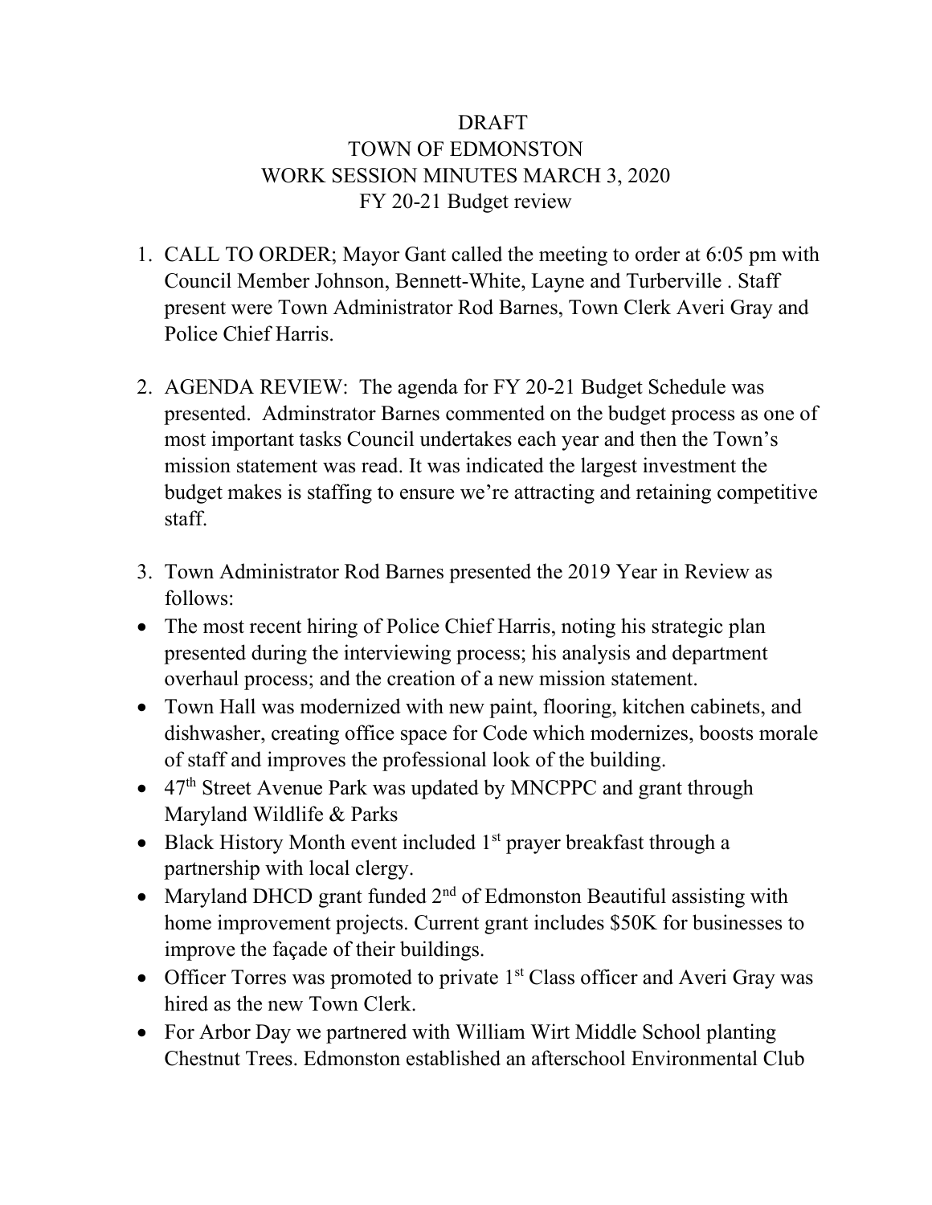DRAFT
TOWN OF EDMONSTON
WORK SESSION MINUTES MARCH 3, 2020
FY 20-21 Budget review

1. CALL TO ORDER; Mayor Gant called the meeting to order at 6:05 pm with Council Member Johnson, Bennett-White, Layne and Turberville . Staff present were Town Administrator Rod Barnes, Town Clerk Averi Gray and Police Chief Harris.

2. AGENDA REVIEW: The agenda for FY 20-21 Budget Schedule was presented. Adminstrator Barnes commented on the budget process as one of most important tasks Council undertakes each year and then the Town's mission statement was read. It was indicated the largest investment the budget makes is staffing to ensure we're attracting and retaining competitive staff.

3. Town Administrator Rod Barnes presented the 2019 Year in Review as follows:

- The most recent hiring of Police Chief Harris, noting his strategic plan presented during the interviewing process; his analysis and department overhaul process; and the creation of a new mission statement.
- Town Hall was modernized with new paint, flooring, kitchen cabinets, and dishwasher, creating office space for Code which modernizes, boosts morale of staff and improves the professional look of the building.
- 47th Street Avenue Park was updated by MNCPPC and grant through Maryland Wildlife & Parks
- Black History Month event included 1st prayer breakfast through a partnership with local clergy.
- Maryland DHCD grant funded 2nd of Edmonston Beautiful assisting with home improvement projects. Current grant includes \$50K for businesses to improve the façade of their buildings.
- Officer Torres was promoted to private 1st Class officer and Averi Gray was hired as the new Town Clerk.
- For Arbor Day we partnered with William Wirt Middle School planting Chestnut Trees. Edmonston established an afterschool Environmental Club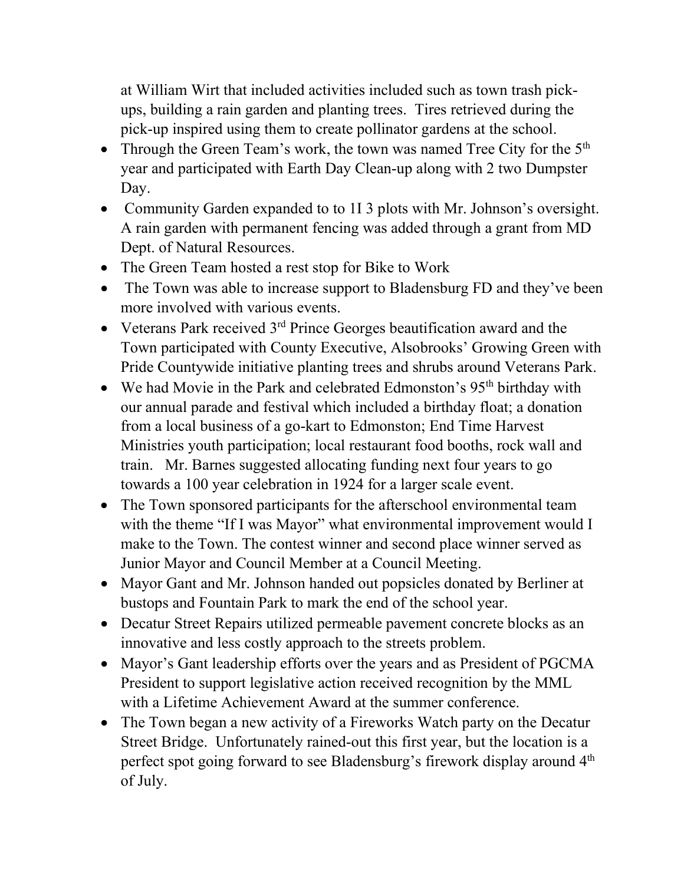at William Wirt that included activities included such as town trash pick-ups, building a rain garden and planting trees. Tires retrieved during the pick-up inspired using them to create pollinator gardens at the school.

- Through the Green Team's work, the town was named Tree City for the 5th year and participated with Earth Day Clean-up along with 2 two Dumpster Day.
- Community Garden expanded to to 1I 3 plots with Mr. Johnson's oversight. A rain garden with permanent fencing was added through a grant from MD Dept. of Natural Resources.
- The Green Team hosted a rest stop for Bike to Work
- The Town was able to increase support to Bladensburg FD and they've been more involved with various events.
- Veterans Park received 3rd Prince Georges beautification award and the Town participated with County Executive, Alsobrooks' Growing Green with Pride Countywide initiative planting trees and shrubs around Veterans Park.
- We had Movie in the Park and celebrated Edmonston's 95th birthday with our annual parade and festival which included a birthday float; a donation from a local business of a go-kart to Edmonston; End Time Harvest Ministries youth participation; local restaurant food booths, rock wall and train. Mr. Barnes suggested allocating funding next four years to go towards a 100 year celebration in 1924 for a larger scale event.
- The Town sponsored participants for the afterschool environmental team with the theme "If I was Mayor" what environmental improvement would I make to the Town. The contest winner and second place winner served as Junior Mayor and Council Member at a Council Meeting.
- Mayor Gant and Mr. Johnson handed out popsicles donated by Berliner at bustops and Fountain Park to mark the end of the school year.
- Decatur Street Repairs utilized permeable pavement concrete blocks as an innovative and less costly approach to the streets problem.
- Mayor's Gant leadership efforts over the years and as President of PGCMA President to support legislative action received recognition by the MML with a Lifetime Achievement Award at the summer conference.
- The Town began a new activity of a Fireworks Watch party on the Decatur Street Bridge. Unfortunately rained-out this first year, but the location is a perfect spot going forward to see Bladensburg's firework display around 4th of July.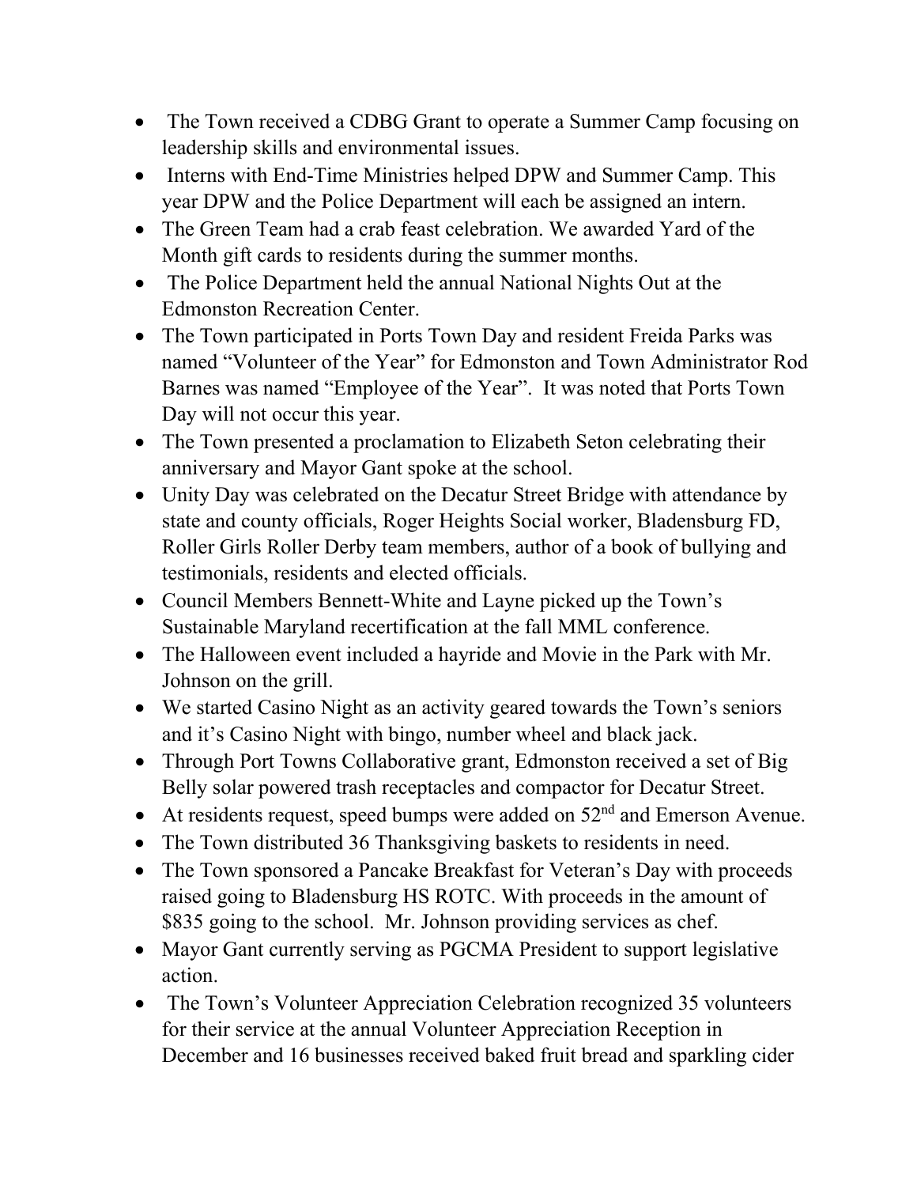- The Town received a CDBG Grant to operate a Summer Camp focusing on leadership skills and environmental issues.
- Interns with End-Time Ministries helped DPW and Summer Camp. This year DPW and the Police Department will each be assigned an intern.
- The Green Team had a crab feast celebration. We awarded Yard of the Month gift cards to residents during the summer months.
- The Police Department held the annual National Nights Out at the Edmonston Recreation Center.
- The Town participated in Ports Town Day and resident Freida Parks was named "Volunteer of the Year" for Edmonston and Town Administrator Rod Barnes was named "Employee of the Year". It was noted that Ports Town Day will not occur this year.
- The Town presented a proclamation to Elizabeth Seton celebrating their anniversary and Mayor Gant spoke at the school.
- Unity Day was celebrated on the Decatur Street Bridge with attendance by state and county officials, Roger Heights Social worker, Bladensburg FD, Roller Girls Roller Derby team members, author of a book of bullying and testimonials, residents and elected officials.
- Council Members Bennett-White and Layne picked up the Town's Sustainable Maryland recertification at the fall MML conference.
- The Halloween event included a hayride and Movie in the Park with Mr. Johnson on the grill.
- We started Casino Night as an activity geared towards the Town's seniors and it's Casino Night with bingo, number wheel and black jack.
- Through Port Towns Collaborative grant, Edmonston received a set of Big Belly solar powered trash receptacles and compactor for Decatur Street.
- At residents request, speed bumps were added on 52nd and Emerson Avenue.
- The Town distributed 36 Thanksgiving baskets to residents in need.
- The Town sponsored a Pancake Breakfast for Veteran's Day with proceeds raised going to Bladensburg HS ROTC. With proceeds in the amount of $835 going to the school. Mr. Johnson providing services as chef.
- Mayor Gant currently serving as PGCMA President to support legislative action.
- The Town's Volunteer Appreciation Celebration recognized 35 volunteers for their service at the annual Volunteer Appreciation Reception in December and 16 businesses received baked fruit bread and sparkling cider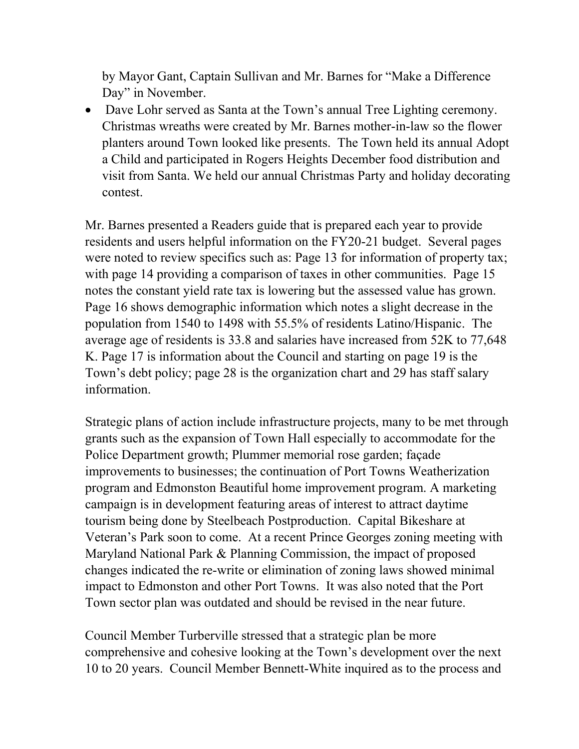by Mayor Gant, Captain Sullivan and Mr. Barnes for "Make a Difference Day" in November.

- Dave Lohr served as Santa at the Town's annual Tree Lighting ceremony. Christmas wreaths were created by Mr. Barnes mother-in-law so the flower planters around Town looked like presents. The Town held its annual Adopt a Child and participated in Rogers Heights December food distribution and visit from Santa. We held our annual Christmas Party and holiday decorating contest.

Mr. Barnes presented a Readers guide that is prepared each year to provide residents and users helpful information on the FY20-21 budget. Several pages were noted to review specifics such as: Page 13 for information of property tax; with page 14 providing a comparison of taxes in other communities. Page 15 notes the constant yield rate tax is lowering but the assessed value has grown. Page 16 shows demographic information which notes a slight decrease in the population from 1540 to 1498 with 55.5% of residents Latino/Hispanic. The average age of residents is 33.8 and salaries have increased from 52K to 77,648 K. Page 17 is information about the Council and starting on page 19 is the Town's debt policy; page 28 is the organization chart and 29 has staff salary information.

Strategic plans of action include infrastructure projects, many to be met through grants such as the expansion of Town Hall especially to accommodate for the Police Department growth; Plummer memorial rose garden; façade improvements to businesses; the continuation of Port Towns Weatherization program and Edmonston Beautiful home improvement program. A marketing campaign is in development featuring areas of interest to attract daytime tourism being done by Steelbeach Postproduction. Capital Bikeshare at Veteran's Park soon to come. At a recent Prince Georges zoning meeting with Maryland National Park & Planning Commission, the impact of proposed changes indicated the re-write or elimination of zoning laws showed minimal impact to Edmonston and other Port Towns. It was also noted that the Port Town sector plan was outdated and should be revised in the near future.

Council Member Turberville stressed that a strategic plan be more comprehensive and cohesive looking at the Town's development over the next 10 to 20 years. Council Member Bennett-White inquired as to the process and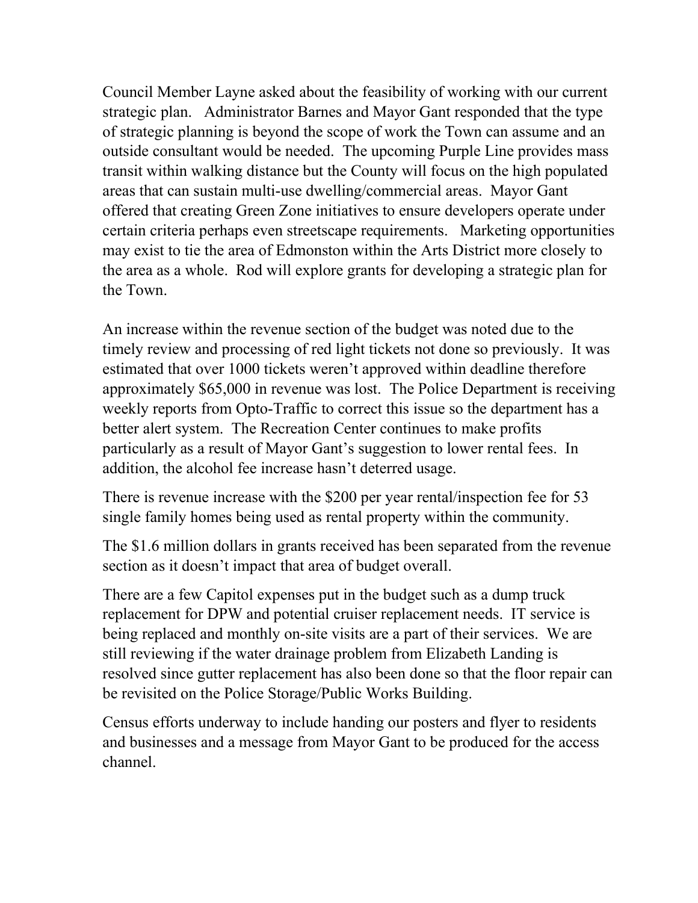Council Member Layne asked about the feasibility of working with our current strategic plan. Administrator Barnes and Mayor Gant responded that the type of strategic planning is beyond the scope of work the Town can assume and an outside consultant would be needed. The upcoming Purple Line provides mass transit within walking distance but the County will focus on the high populated areas that can sustain multi-use dwelling/commercial areas. Mayor Gant offered that creating Green Zone initiatives to ensure developers operate under certain criteria perhaps even streetscape requirements. Marketing opportunities may exist to tie the area of Edmonston within the Arts District more closely to the area as a whole. Rod will explore grants for developing a strategic plan for the Town.

An increase within the revenue section of the budget was noted due to the timely review and processing of red light tickets not done so previously. It was estimated that over 1000 tickets weren't approved within deadline therefore approximately $65,000 in revenue was lost. The Police Department is receiving weekly reports from Opto-Traffic to correct this issue so the department has a better alert system. The Recreation Center continues to make profits particularly as a result of Mayor Gant's suggestion to lower rental fees. In addition, the alcohol fee increase hasn't deterred usage.

There is revenue increase with the $200 per year rental/inspection fee for 53 single family homes being used as rental property within the community.

The $1.6 million dollars in grants received has been separated from the revenue section as it doesn't impact that area of budget overall.

There are a few Capitol expenses put in the budget such as a dump truck replacement for DPW and potential cruiser replacement needs. IT service is being replaced and monthly on-site visits are a part of their services. We are still reviewing if the water drainage problem from Elizabeth Landing is resolved since gutter replacement has also been done so that the floor repair can be revisited on the Police Storage/Public Works Building.

Census efforts underway to include handing our posters and flyer to residents and businesses and a message from Mayor Gant to be produced for the access channel.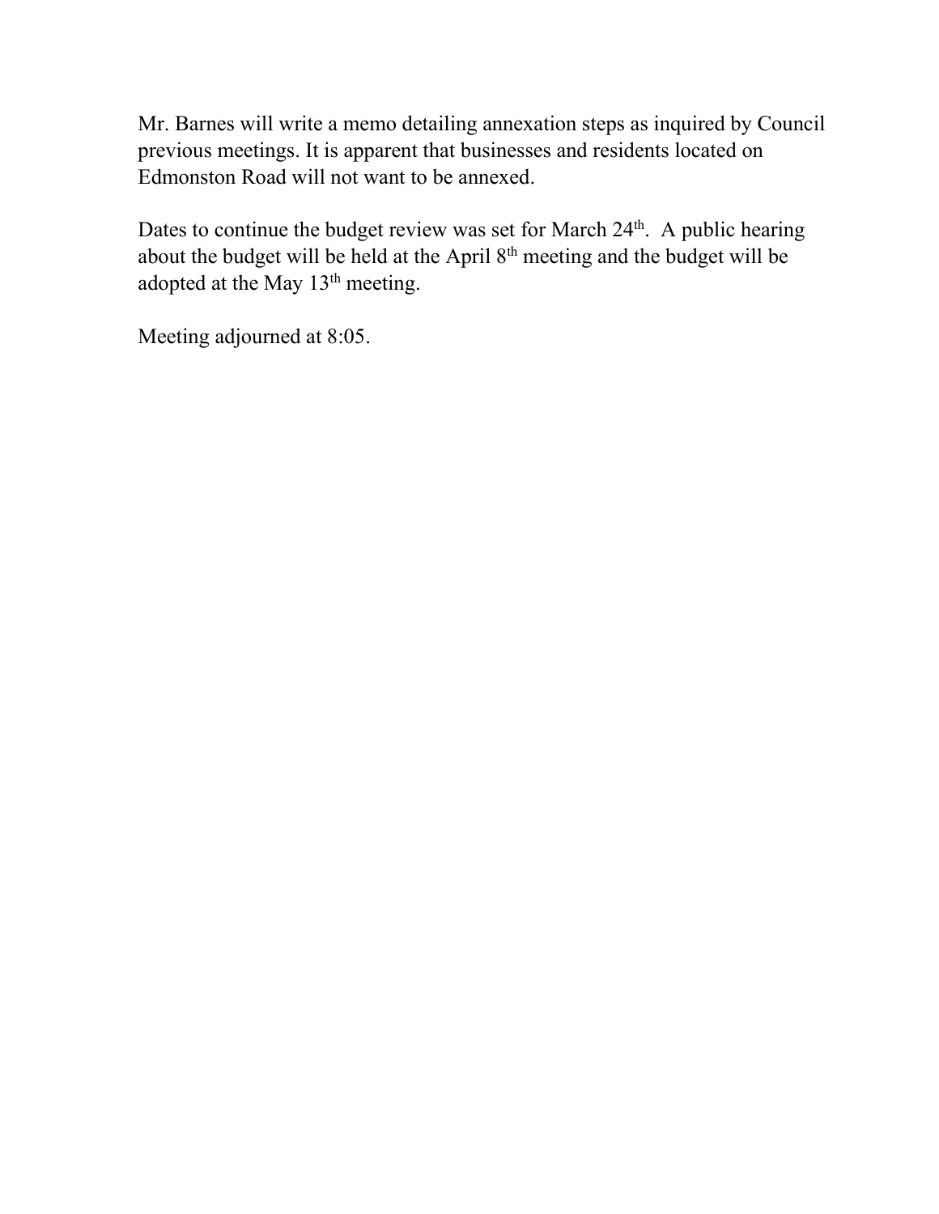Mr. Barnes will write a memo detailing annexation steps as inquired by Council previous meetings. It is apparent that businesses and residents located on Edmonston Road will not want to be annexed.

Dates to continue the budget review was set for March 24th. A public hearing about the budget will be held at the April 8th meeting and the budget will be adopted at the May 13th meeting.

Meeting adjourned at 8:05.